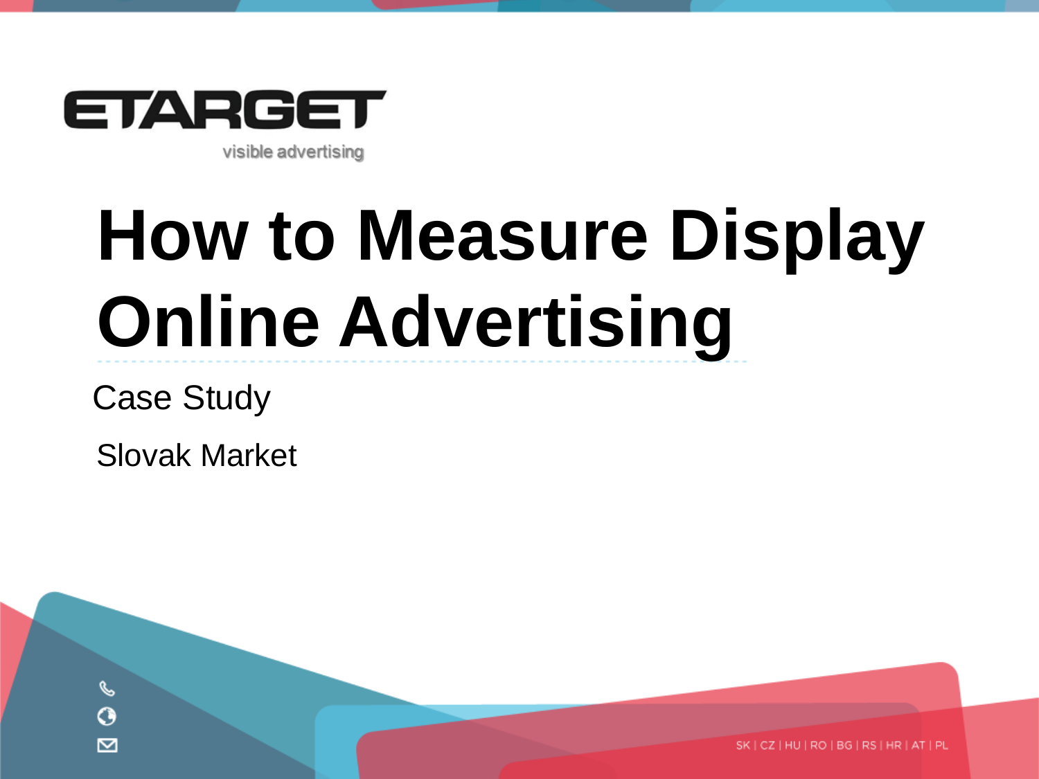ETARGET

visible advertising

# How to Measure Display Online Advertising

Case Study

Slovak Market

SK | CZ | HU | RO | BG | RS | HR | AT | PL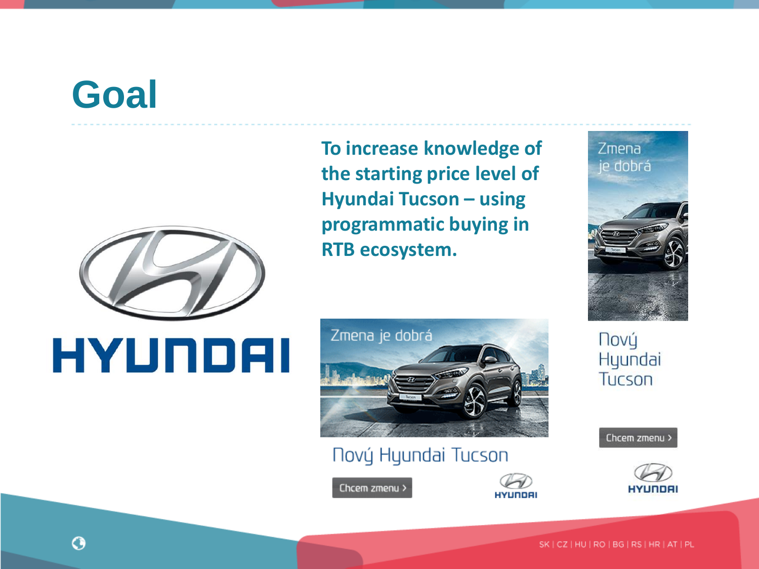# Goal

**To increase knowledge of the starting price level of Hyundai Tucson – using programmatic buying in RTB ecosystem.**

HYUNDAI

Zmena je dobrá

Nový Hyundai Tucson

Chcem zmenu >

HYUNDAI

Zmena je dobrá

Nový Hyundai Tucson

Chcem zmenu >

HYUNDAI

SK | CZ | HU | RO | BG | RS | HR | AT | PL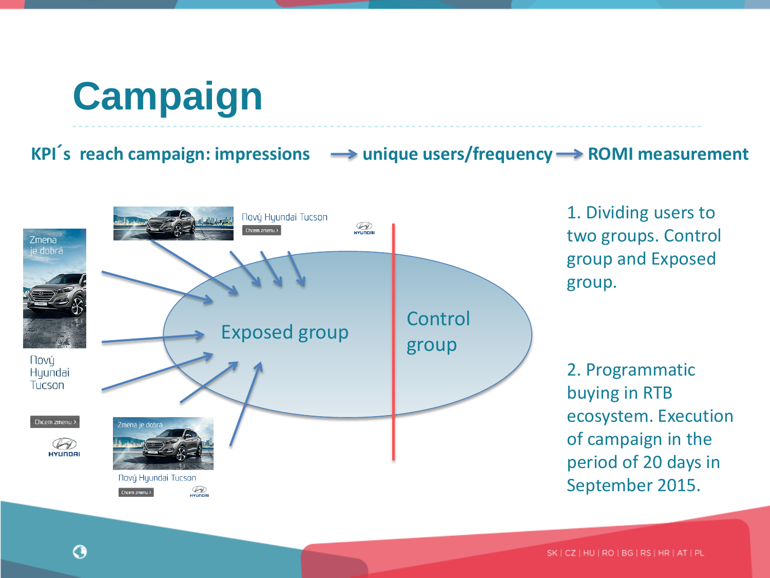# Campaign

**KPI´s reach campaign: impressions → unique users/frequency → ROMI measurement**

Exposed group

Control group

1. Dividing users to two groups. Control group and Exposed group.

2. Programmatic buying in RTB ecosystem. Execution of campaign in the period of 20 days in September 2015.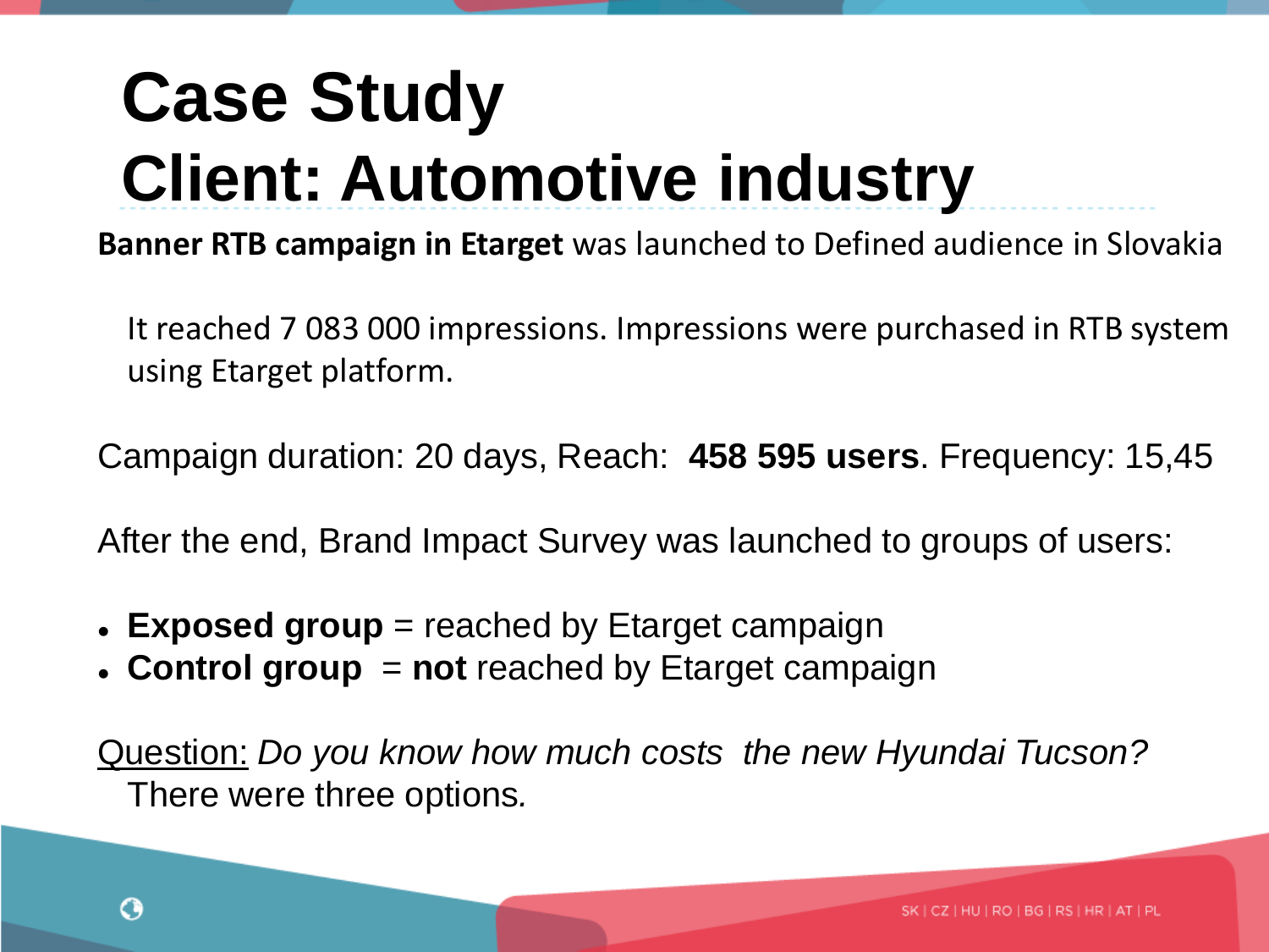# Case Study
# Client: Automotive industry

**Banner RTB campaign in Etarget** was launched to Defined audience in Slovakia

It reached 7 083 000 impressions. Impressions were purchased in RTB system using Etarget platform.

Campaign duration: 20 days, Reach: **458 595 users**. Frequency: 15,45

After the end, Brand Impact Survey was launched to groups of users:

- **Exposed group** = reached by Etarget campaign
- **Control group** = **not** reached by Etarget campaign

Question: *Do you know how much costs the new Hyundai Tucson?* There were three options.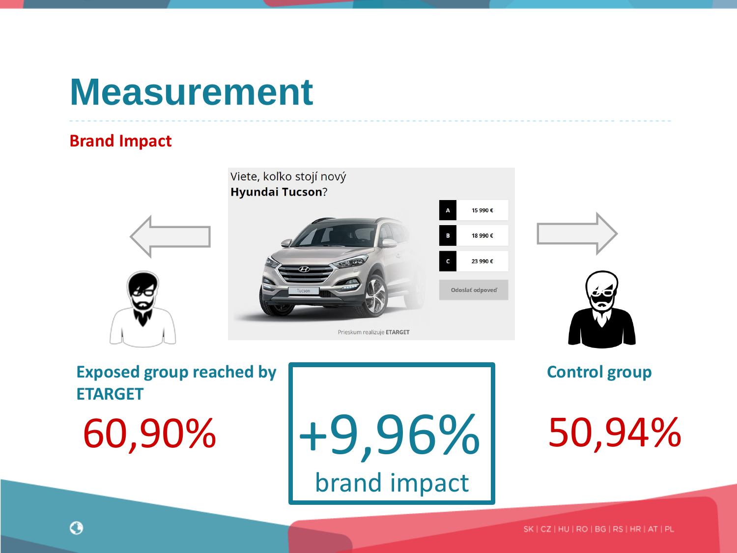# Measurement

## Brand Impact

Viete, koľko stojí nový **Hyundai Tucson**?

A 15 990 €

B 18 990 €

C 23 990 €

Odoslať odpoveď

Prieskum realizuje ETARGET

**Exposed group reached by ETARGET**

60,90%

+9,96%

brand impact

**Control group**

50,94%

SK | CZ | HU | RO | BG | RS | HR | AT | PL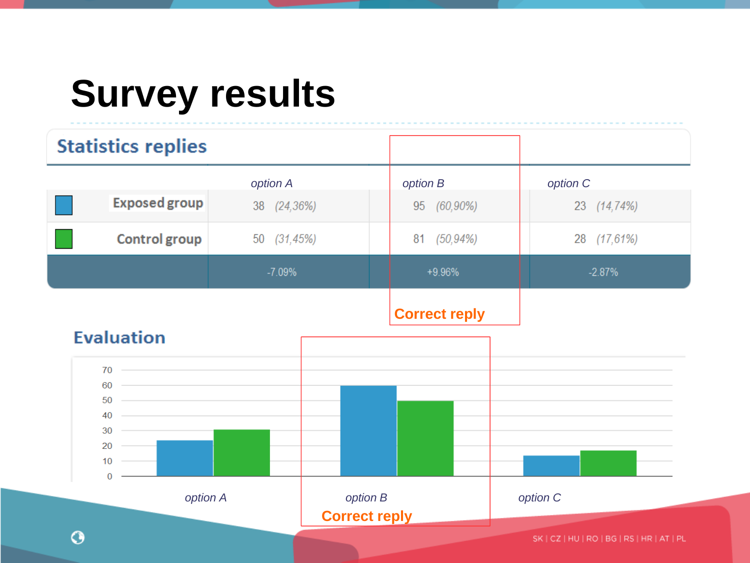# Survey results

## Statistics replies

| | option A | option B | option C |
|---|---|---|---|
| Exposed group | 38 (24,36%) | 95 (60,90%) | 23 (14,74%) |
| Control group | 50 (31,45%) | 81 (50,94%) | 28 (17,61%) |
| | -7.09% | +9.96% | -2.87% |

Correct reply

## Evaluation

Correct reply

SK | CZ | HU | RO | BG | RS | HR | AT | PL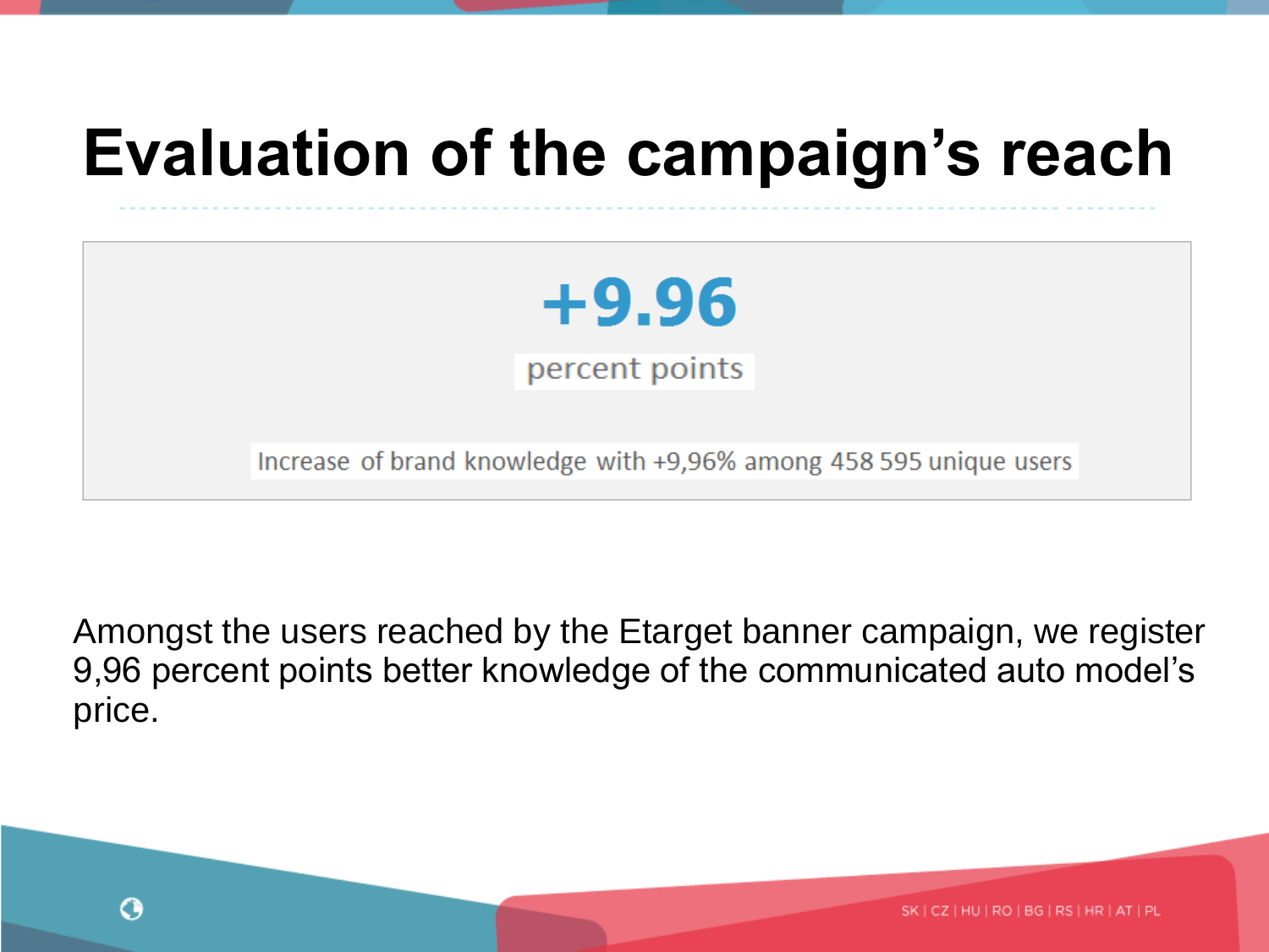# Evaluation of the campaign's reach

**+9.96**

percent points

Increase of brand knowledge with +9,96% among 458 595 unique users

Amongst the users reached by the Etarget banner campaign, we register 9,96 percent points better knowledge of the communicated auto model's price.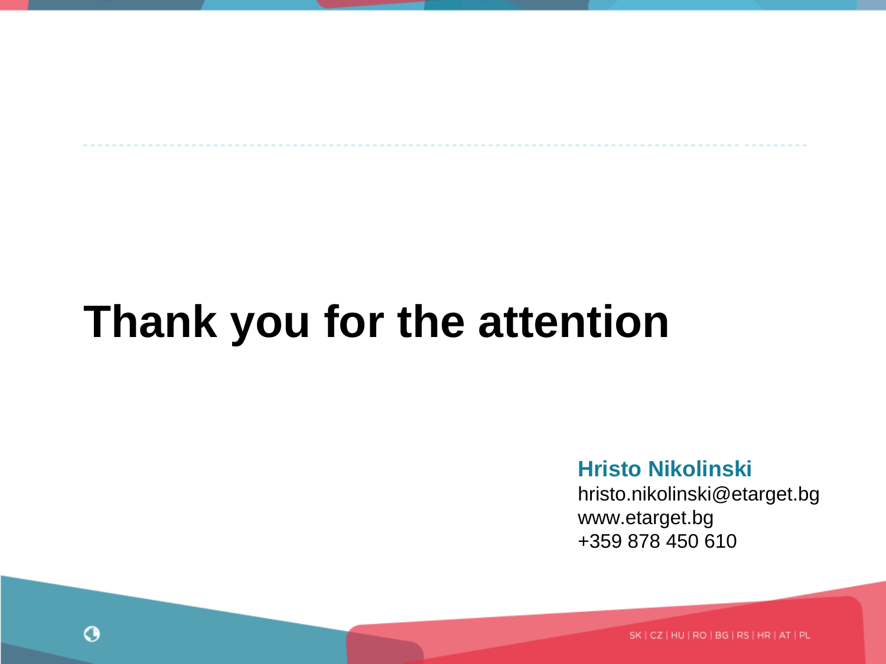# Thank you for the attention

**Hristo Nikolinski**
hristo.nikolinski@etarget.bg
www.etarget.bg
+359 878 450 610

SK | CZ | HU | RO | BG | RS | HR | AT | PL